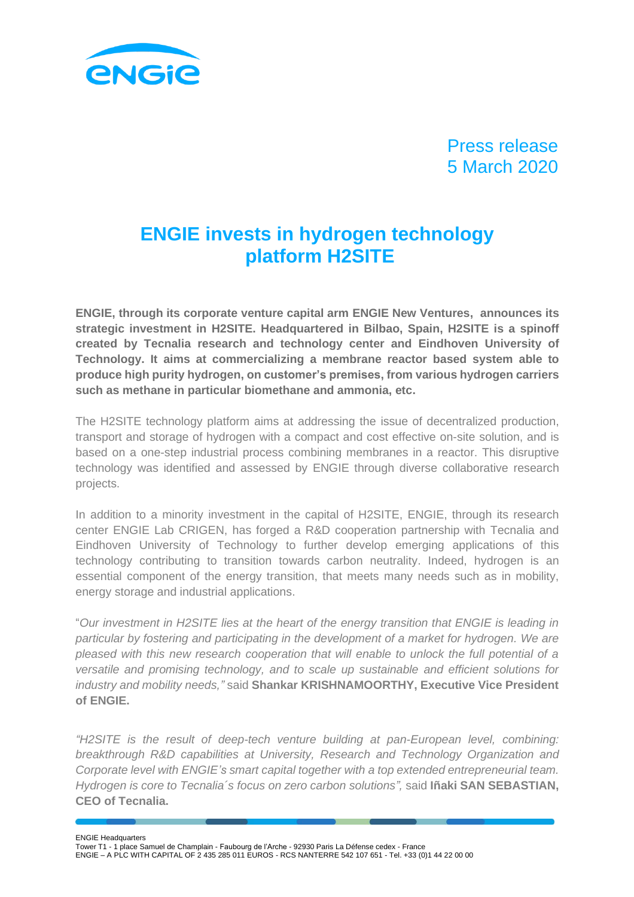Press release
5 March 2020

# ENGIE invests in hydrogen technology platform H2SITE

**ENGIE, through its corporate venture capital arm ENGIE New Ventures, announces its strategic investment in H2SITE. Headquartered in Bilbao, Spain, H2SITE is a spinoff created by Tecnalia research and technology center and Eindhoven University of Technology. It aims at commercializing a membrane reactor based system able to produce high purity hydrogen, on customer's premises, from various hydrogen carriers such as methane in particular biomethane and ammonia, etc.**

The H2SITE technology platform aims at addressing the issue of decentralized production, transport and storage of hydrogen with a compact and cost effective on-site solution, and is based on a one-step industrial process combining membranes in a reactor. This disruptive technology was identified and assessed by ENGIE through diverse collaborative research projects.

In addition to a minority investment in the capital of H2SITE, ENGIE, through its research center ENGIE Lab CRIGEN, has forged a R&D cooperation partnership with Tecnalia and Eindhoven University of Technology to further develop emerging applications of this technology contributing to transition towards carbon neutrality. Indeed, hydrogen is an essential component of the energy transition, that meets many needs such as in mobility, energy storage and industrial applications.

"*Our investment in H2SITE lies at the heart of the energy transition that ENGIE is leading in particular by fostering and participating in the development of a market for hydrogen. We are pleased with this new research cooperation that will enable to unlock the full potential of a versatile and promising technology, and to scale up sustainable and efficient solutions for industry and mobility needs,"* said **Shankar KRISHNAMOORTHY, Executive Vice President of ENGIE.**

*"H2SITE is the result of deep-tech venture building at pan-European level, combining: breakthrough R&D capabilities at University, Research and Technology Organization and Corporate level with ENGIE's smart capital together with a top extended entrepreneurial team. Hydrogen is core to Tecnalia´s focus on zero carbon solutions",* said **Iñaki SAN SEBASTIAN, CEO of Tecnalia.**

ENGIE Headquarters
Tower T1 - 1 place Samuel de Champlain - Faubourg de l'Arche - 92930 Paris La Défense cedex - France
ENGIE – A PLC WITH CAPITAL OF 2 435 285 011 EUROS - RCS NANTERRE 542 107 651 - Tel. +33 (0)1 44 22 00 00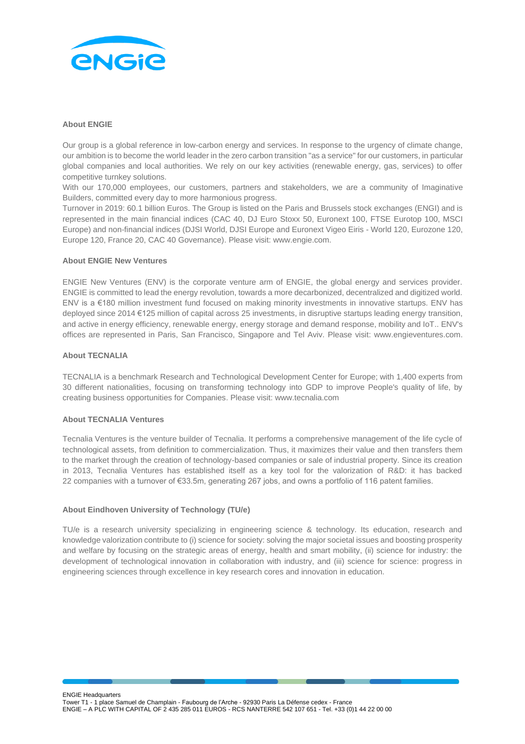**About ENGIE**

Our group is a global reference in low-carbon energy and services. In response to the urgency of climate change, our ambition is to become the world leader in the zero carbon transition "as a service" for our customers, in particular global companies and local authorities. We rely on our key activities (renewable energy, gas, services) to offer competitive turnkey solutions.
With our 170,000 employees, our customers, partners and stakeholders, we are a community of Imaginative Builders, committed every day to more harmonious progress.
Turnover in 2019: 60.1 billion Euros. The Group is listed on the Paris and Brussels stock exchanges (ENGI) and is represented in the main financial indices (CAC 40, DJ Euro Stoxx 50, Euronext 100, FTSE Eurotop 100, MSCI Europe) and non-financial indices (DJSI World, DJSI Europe and Euronext Vigeo Eiris - World 120, Eurozone 120, Europe 120, France 20, CAC 40 Governance). Please visit: www.engie.com.

**About ENGIE New Ventures**

ENGIE New Ventures (ENV) is the corporate venture arm of ENGIE, the global energy and services provider. ENGIE is committed to lead the energy revolution, towards a more decarbonized, decentralized and digitized world. ENV is a €180 million investment fund focused on making minority investments in innovative startups. ENV has deployed since 2014 €125 million of capital across 25 investments, in disruptive startups leading energy transition, and active in energy efficiency, renewable energy, energy storage and demand response, mobility and IoT.. ENV's offices are represented in Paris, San Francisco, Singapore and Tel Aviv. Please visit: www.engieventures.com.

**About TECNALIA**

TECNALIA is a benchmark Research and Technological Development Center for Europe; with 1,400 experts from 30 different nationalities, focusing on transforming technology into GDP to improve People's quality of life, by creating business opportunities for Companies. Please visit: www.tecnalia.com

**About TECNALIA Ventures**

Tecnalia Ventures is the venture builder of Tecnalia. It performs a comprehensive management of the life cycle of technological assets, from definition to commercialization. Thus, it maximizes their value and then transfers them to the market through the creation of technology-based companies or sale of industrial property. Since its creation in 2013, Tecnalia Ventures has established itself as a key tool for the valorization of R&D: it has backed 22 companies with a turnover of €33.5m, generating 267 jobs, and owns a portfolio of 116 patent families.

**About Eindhoven University of Technology (TU/e)**

TU/e is a research university specializing in engineering science & technology. Its education, research and knowledge valorization contribute to (i) science for society: solving the major societal issues and boosting prosperity and welfare by focusing on the strategic areas of energy, health and smart mobility, (ii) science for industry: the development of technological innovation in collaboration with industry, and (iii) science for science: progress in engineering sciences through excellence in key research cores and innovation in education.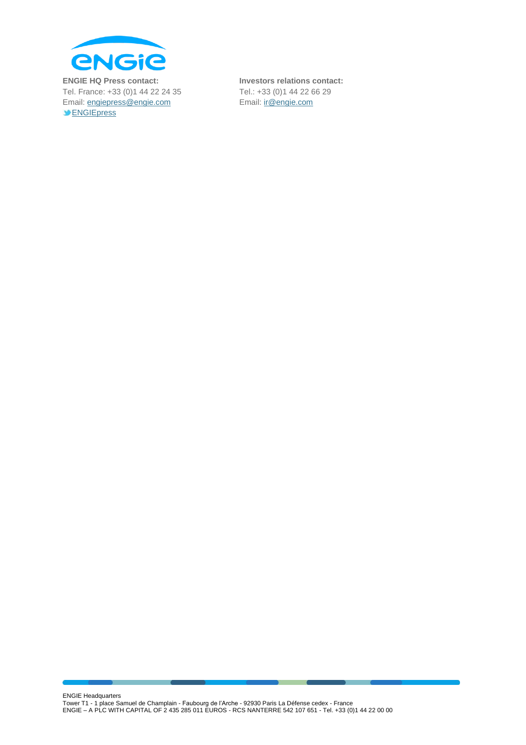**ENGIE HQ Press contact:**
Tel. France: +33 (0)1 44 22 24 35
Email: engiepress@engie.com
ENGIEpress

**Investors relations contact:**
Tel.: +33 (0)1 44 22 66 29
Email: ir@engie.com

ENGIE Headquarters
Tower T1 - 1 place Samuel de Champlain - Faubourg de l'Arche - 92930 Paris La Défense cedex - France
ENGIE – A PLC WITH CAPITAL OF 2 435 285 011 EUROS - RCS NANTERRE 542 107 651 - Tel. +33 (0)1 44 22 00 00